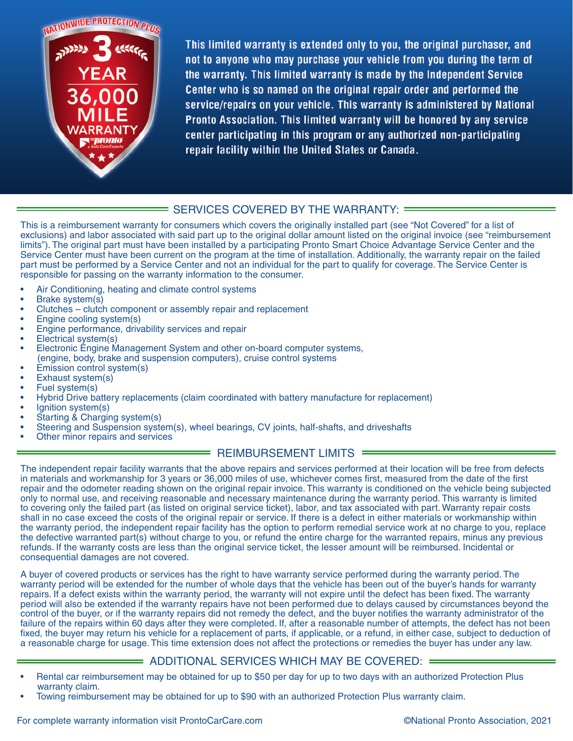NATIONWIDE PROTECTION PLUS

3 YEAR 36,000 MILE WARRANTY

pronto Auto Care Experts

**This limited warranty is extended only to you, the original purchaser, and not to anyone who may purchase your vehicle from you during the term of the warranty. This limited warranty is made by the Independent Service Center who is so named on the original repair order and performed the service/repairs on your vehicle. This warranty is administered by National Pronto Association. This limited warranty will be honored by any service center participating in this program or any authorized non-participating repair facility within the United States or Canada.**

## SERVICES COVERED BY THE WARRANTY:

This is a reimbursement warranty for consumers which covers the originally installed part (see "Not Covered" for a list of exclusions) and labor associated with said part up to the original dollar amount listed on the original invoice (see "reimbursement limits"). The original part must have been installed by a participating Pronto Smart Choice Advantage Service Center and the Service Center must have been current on the program at the time of installation. Additionally, the warranty repair on the failed part must be performed by a Service Center and not an individual for the part to qualify for coverage. The Service Center is responsible for passing on the warranty information to the consumer.

- Air Conditioning, heating and climate control systems
- Brake system(s)
- Clutches – clutch component or assembly repair and replacement
- Engine cooling system(s)
- Engine performance, drivability services and repair
- Electrical system(s)
- Electronic Engine Management System and other on-board computer systems, (engine, body, brake and suspension computers), cruise control systems
- Emission control system(s)
- Exhaust system(s)
- Fuel system(s)
- Hybrid Drive battery replacements (claim coordinated with battery manufacture for replacement)
- Ignition system(s)
- Starting & Charging system(s)
- Steering and Suspension system(s), wheel bearings, CV joints, half-shafts, and driveshafts
- Other minor repairs and services

## REIMBURSEMENT LIMITS

The independent repair facility warrants that the above repairs and services performed at their location will be free from defects in materials and workmanship for 3 years or 36,000 miles of use, whichever comes first, measured from the date of the first repair and the odometer reading shown on the original repair invoice. This warranty is conditioned on the vehicle being subjected only to normal use, and receiving reasonable and necessary maintenance during the warranty period. This warranty is limited to covering only the failed part (as listed on original service ticket), labor, and tax associated with part. Warranty repair costs shall in no case exceed the costs of the original repair or service. If there is a defect in either materials or workmanship within the warranty period, the independent repair facility has the option to perform remedial service work at no charge to you, replace the defective warranted part(s) without charge to you, or refund the entire charge for the warranted repairs, minus any previous refunds. If the warranty costs are less than the original service ticket, the lesser amount will be reimbursed. Incidental or consequential damages are not covered.

A buyer of covered products or services has the right to have warranty service performed during the warranty period. The warranty period will be extended for the number of whole days that the vehicle has been out of the buyer's hands for warranty repairs. If a defect exists within the warranty period, the warranty will not expire until the defect has been fixed. The warranty period will also be extended if the warranty repairs have not been performed due to delays caused by circumstances beyond the control of the buyer, or if the warranty repairs did not remedy the defect, and the buyer notifies the warranty administrator of the failure of the repairs within 60 days after they were completed. If, after a reasonable number of attempts, the defect has not been fixed, the buyer may return his vehicle for a replacement of parts, if applicable, or a refund, in either case, subject to deduction of a reasonable charge for usage. This time extension does not affect the protections or remedies the buyer has under any law.

## ADDITIONAL SERVICES WHICH MAY BE COVERED:

- Rental car reimbursement may be obtained for up to $50 per day for up to two days with an authorized Protection Plus warranty claim.
- Towing reimbursement may be obtained for up to $90 with an authorized Protection Plus warranty claim.

For complete warranty information visit ProntoCarCare.com

©National Pronto Association, 2021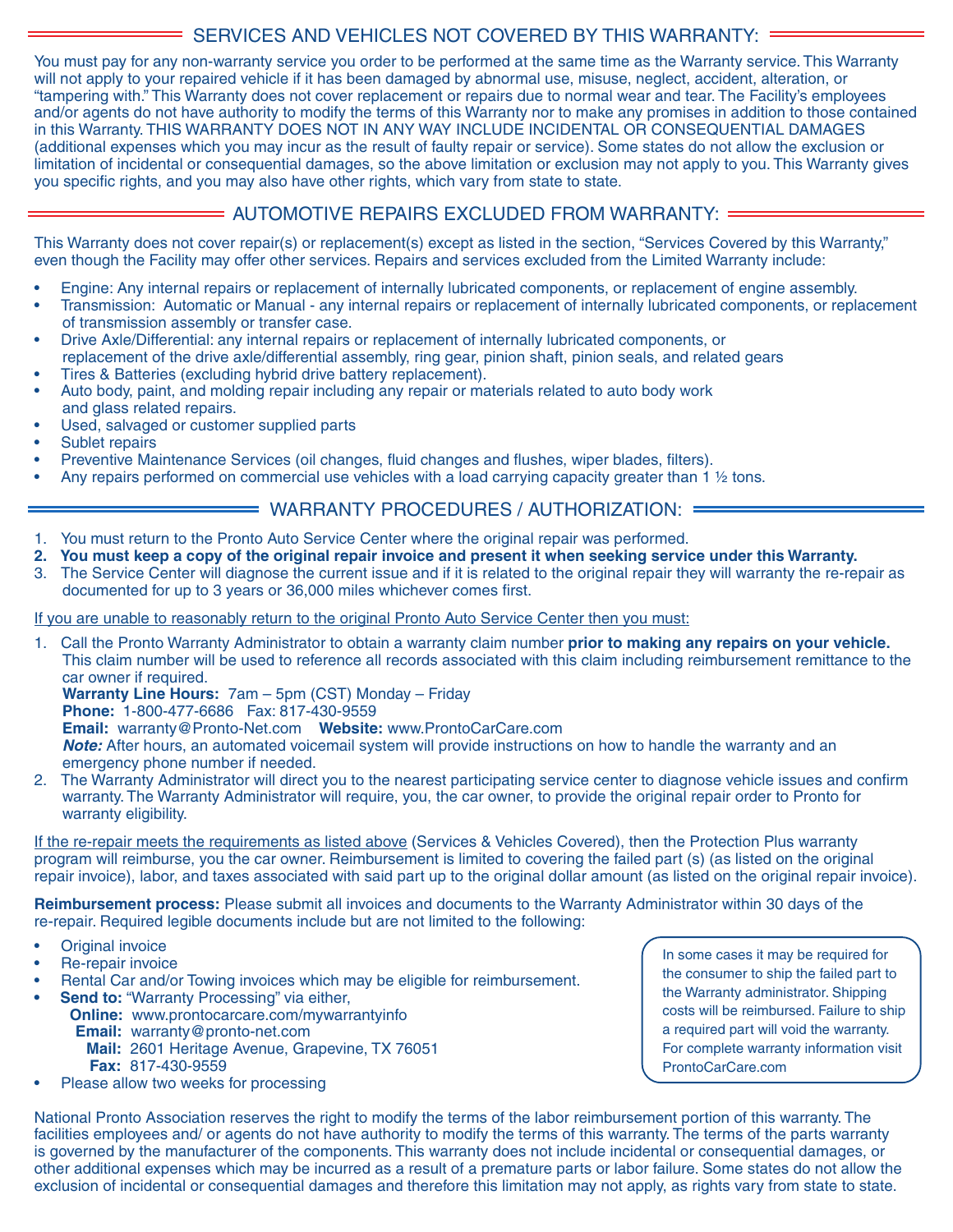## SERVICES AND VEHICLES NOT COVERED BY THIS WARRANTY:

You must pay for any non-warranty service you order to be performed at the same time as the Warranty service. This Warranty will not apply to your repaired vehicle if it has been damaged by abnormal use, misuse, neglect, accident, alteration, or "tampering with." This Warranty does not cover replacement or repairs due to normal wear and tear. The Facility's employees and/or agents do not have authority to modify the terms of this Warranty nor to make any promises in addition to those contained in this Warranty. THIS WARRANTY DOES NOT IN ANY WAY INCLUDE INCIDENTAL OR CONSEQUENTIAL DAMAGES (additional expenses which you may incur as the result of faulty repair or service). Some states do not allow the exclusion or limitation of incidental or consequential damages, so the above limitation or exclusion may not apply to you. This Warranty gives you specific rights, and you may also have other rights, which vary from state to state.

## AUTOMOTIVE REPAIRS EXCLUDED FROM WARRANTY:

This Warranty does not cover repair(s) or replacement(s) except as listed in the section, "Services Covered by this Warranty," even though the Facility may offer other services. Repairs and services excluded from the Limited Warranty include:

- Engine: Any internal repairs or replacement of internally lubricated components, or replacement of engine assembly.
- Transmission: Automatic or Manual - any internal repairs or replacement of internally lubricated components, or replacement of transmission assembly or transfer case.
- Drive Axle/Differential: any internal repairs or replacement of internally lubricated components, or replacement of the drive axle/differential assembly, ring gear, pinion shaft, pinion seals, and related gears
- Tires & Batteries (excluding hybrid drive battery replacement).
- Auto body, paint, and molding repair including any repair or materials related to auto body work and glass related repairs.
- Used, salvaged or customer supplied parts
- Sublet repairs
- Preventive Maintenance Services (oil changes, fluid changes and flushes, wiper blades, filters).
- Any repairs performed on commercial use vehicles with a load carrying capacity greater than 1 ½ tons.

## WARRANTY PROCEDURES / AUTHORIZATION:

1. You must return to the Pronto Auto Service Center where the original repair was performed.
2. **You must keep a copy of the original repair invoice and present it when seeking service under this Warranty.**
3. The Service Center will diagnose the current issue and if it is related to the original repair they will warranty the re-repair as documented for up to 3 years or 36,000 miles whichever comes first.

<u>If you are unable to reasonably return to the original Pronto Auto Service Center then you must:</u>

1. Call the Pronto Warranty Administrator to obtain a warranty claim number **prior to making any repairs on your vehicle.** This claim number will be used to reference all records associated with this claim including reimbursement remittance to the car owner if required.
   **Warranty Line Hours:** 7am – 5pm (CST) Monday – Friday
   **Phone:** 1-800-477-6686 Fax: 817-430-9559
   **Email:** warranty@Pronto-Net.com **Website:** www.ProntoCarCare.com
   ***Note:*** After hours, an automated voicemail system will provide instructions on how to handle the warranty and an emergency phone number if needed.
2. The Warranty Administrator will direct you to the nearest participating service center to diagnose vehicle issues and confirm warranty. The Warranty Administrator will require, you, the car owner, to provide the original repair order to Pronto for warranty eligibility.

<u>If the re-repair meets the requirements as listed above</u> (Services & Vehicles Covered), then the Protection Plus warranty program will reimburse, you the car owner. Reimbursement is limited to covering the failed part (s) (as listed on the original repair invoice), labor, and taxes associated with said part up to the original dollar amount (as listed on the original repair invoice).

**Reimbursement process:** Please submit all invoices and documents to the Warranty Administrator within 30 days of the re-repair. Required legible documents include but are not limited to the following:

- Original invoice
- Re-repair invoice
- Rental Car and/or Towing invoices which may be eligible for reimbursement.
- **Send to:** "Warranty Processing" via either,
  **Online:** www.prontocarcare.com/mywarrantyinfo
  **Email:** warranty@pronto-net.com
  **Mail:** 2601 Heritage Avenue, Grapevine, TX 76051
  **Fax:** 817-430-9559
- Please allow two weeks for processing

In some cases it may be required for the consumer to ship the failed part to the Warranty administrator. Shipping costs will be reimbursed. Failure to ship a required part will void the warranty. For complete warranty information visit ProntoCarCare.com

National Pronto Association reserves the right to modify the terms of the labor reimbursement portion of this warranty. The facilities employees and/ or agents do not have authority to modify the terms of this warranty. The terms of the parts warranty is governed by the manufacturer of the components. This warranty does not include incidental or consequential damages, or other additional expenses which may be incurred as a result of a premature parts or labor failure. Some states do not allow the exclusion of incidental or consequential damages and therefore this limitation may not apply, as rights vary from state to state.